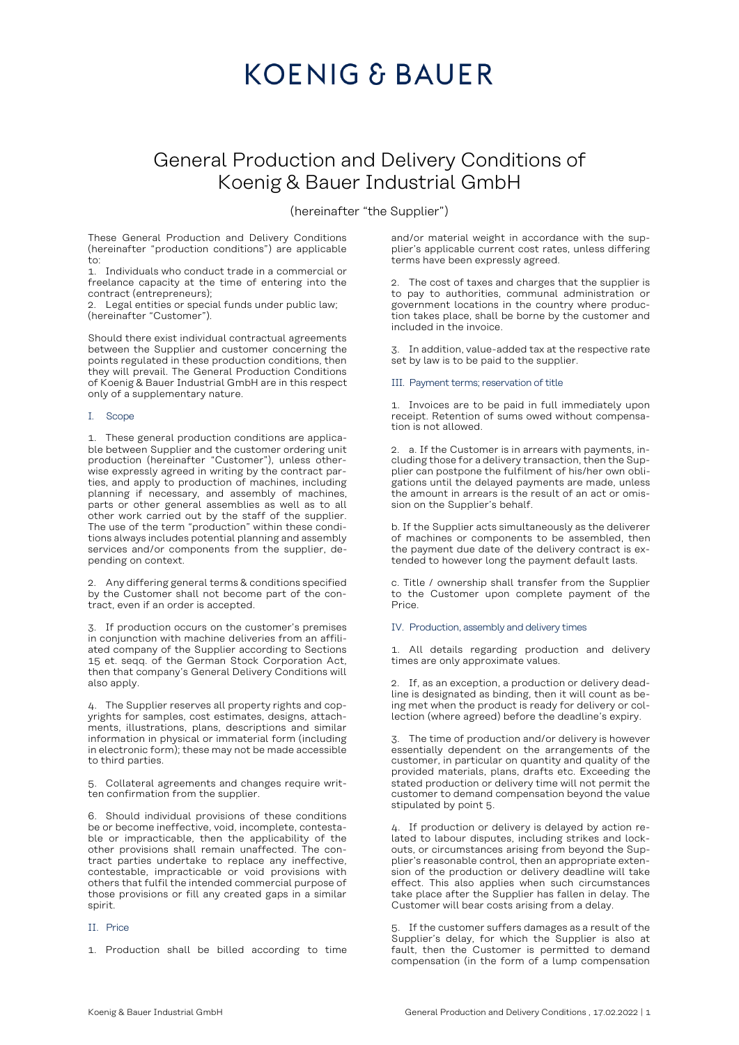# KOENIG & BAUER

## General Production and Delivery Conditions of Koenig & Bauer Industrial GmbH

(hereinafter "the Supplier")

These General Production and Delivery Conditions (hereinafter "production conditions") are applicable to:

1. Individuals who conduct trade in a commercial or freelance capacity at the time of entering into the contract (entrepreneurs);
2. Legal entities or special funds under public law; (hereinafter "Customer").

Should there exist individual contractual agreements between the Supplier and customer concerning the points regulated in these production conditions, then they will prevail. The General Production Conditions of Koenig & Bauer Industrial GmbH are in this respect only of a supplementary nature.

### I. Scope

1. These general production conditions are applicable between Supplier and the customer ordering unit production (hereinafter "Customer"), unless otherwise expressly agreed in writing by the contract parties, and apply to production of machines, including planning if necessary, and assembly of machines, parts or other general assemblies as well as to all other work carried out by the staff of the supplier. The use of the term "production" within these conditions always includes potential planning and assembly services and/or components from the supplier, depending on context.

2. Any differing general terms & conditions specified by the Customer shall not become part of the contract, even if an order is accepted.

3. If production occurs on the customer's premises in conjunction with machine deliveries from an affiliated company of the Supplier according to Sections 15 et. seqq. of the German Stock Corporation Act, then that company's General Delivery Conditions will also apply.

4. The Supplier reserves all property rights and copyrights for samples, cost estimates, designs, attachments, illustrations, plans, descriptions and similar information in physical or immaterial form (including in electronic form); these may not be made accessible to third parties.

5. Collateral agreements and changes require written confirmation from the supplier.

6. Should individual provisions of these conditions be or become ineffective, void, incomplete, contestable or impracticable, then the applicability of the other provisions shall remain unaffected. The contract parties undertake to replace any ineffective, contestable, impracticable or void provisions with others that fulfil the intended commercial purpose of those provisions or fill any created gaps in a similar spirit.

### II. Price

1. Production shall be billed according to time and/or material weight in accordance with the supplier's applicable current cost rates, unless differing terms have been expressly agreed.

2. The cost of taxes and charges that the supplier is to pay to authorities, communal administration or government locations in the country where production takes place, shall be borne by the customer and included in the invoice.

3. In addition, value-added tax at the respective rate set by law is to be paid to the supplier.

### III. Payment terms; reservation of title

1. Invoices are to be paid in full immediately upon receipt. Retention of sums owed without compensation is not allowed.

2. a. If the Customer is in arrears with payments, including those for a delivery transaction, then the Supplier can postpone the fulfilment of his/her own obligations until the delayed payments are made, unless the amount in arrears is the result of an act or omission on the Supplier's behalf.

b. If the Supplier acts simultaneously as the deliverer of machines or components to be assembled, then the payment due date of the delivery contract is extended to however long the payment default lasts.

c. Title / ownership shall transfer from the Supplier to the Customer upon complete payment of the Price.

### IV. Production, assembly and delivery times

1. All details regarding production and delivery times are only approximate values.

2. If, as an exception, a production or delivery deadline is designated as binding, then it will count as being met when the product is ready for delivery or collection (where agreed) before the deadline's expiry.

3. The time of production and/or delivery is however essentially dependent on the arrangements of the customer, in particular on quantity and quality of the provided materials, plans, drafts etc. Exceeding the stated production or delivery time will not permit the customer to demand compensation beyond the value stipulated by point 5.

4. If production or delivery is delayed by action related to labour disputes, including strikes and lockouts, or circumstances arising from beyond the Supplier's reasonable control, then an appropriate extension of the production or delivery deadline will take effect. This also applies when such circumstances take place after the Supplier has fallen in delay. The Customer will bear costs arising from a delay.

5. If the customer suffers damages as a result of the Supplier's delay, for which the Supplier is also at fault, then the Customer is permitted to demand compensation (in the form of a lump compensation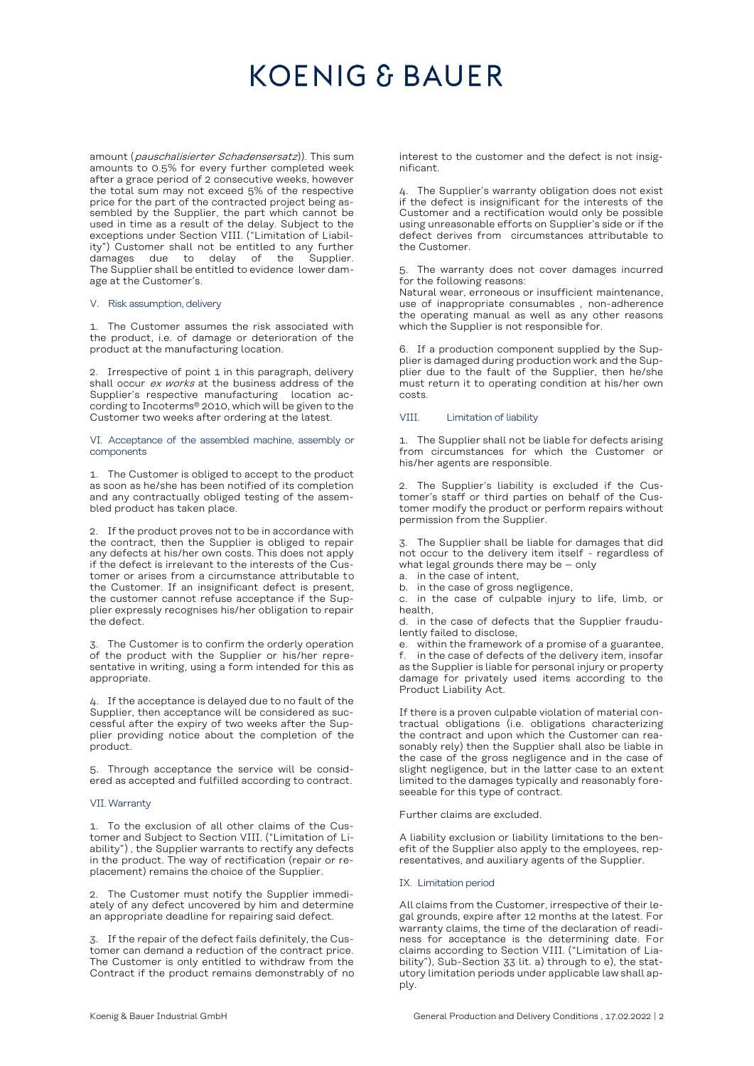amount (*pauschalisierter Schadensersatz*)). This sum amounts to 0.5% for every further completed week after a grace period of 2 consecutive weeks, however the total sum may not exceed 5% of the respective price for the part of the contracted project being assembled by the Supplier, the part which cannot be used in time as a result of the delay. Subject to the exceptions under Section VIII. ("Limitation of Liability") Customer shall not be entitled to any further damages due to delay of the Supplier. The Supplier shall be entitled to evidence lower damage at the Customer's.

### V. Risk assumption, delivery

1. The Customer assumes the risk associated with the product, i.e. of damage or deterioration of the product at the manufacturing location.

2. Irrespective of point 1 in this paragraph, delivery shall occur *ex works* at the business address of the Supplier's respective manufacturing location according to Incoterms® 2010, which will be given to the Customer two weeks after ordering at the latest.

### VI. Acceptance of the assembled machine, assembly or components

1. The Customer is obliged to accept to the product as soon as he/she has been notified of its completion and any contractually obliged testing of the assembled product has taken place.

2. If the product proves not to be in accordance with the contract, then the Supplier is obliged to repair any defects at his/her own costs. This does not apply if the defect is irrelevant to the interests of the Customer or arises from a circumstance attributable to the Customer. If an insignificant defect is present, the customer cannot refuse acceptance if the Supplier expressly recognises his/her obligation to repair the defect.

3. The Customer is to confirm the orderly operation of the product with the Supplier or his/her representative in writing, using a form intended for this as appropriate.

4. If the acceptance is delayed due to no fault of the Supplier, then acceptance will be considered as successful after the expiry of two weeks after the Supplier providing notice about the completion of the product.

5. Through acceptance the service will be considered as accepted and fulfilled according to contract.

### VII. Warranty

1. To the exclusion of all other claims of the Customer and Subject to Section VIII. ("Limitation of Liability") , the Supplier warrants to rectify any defects in the product. The way of rectification (repair or replacement) remains the choice of the Supplier.

2. The Customer must notify the Supplier immediately of any defect uncovered by him and determine an appropriate deadline for repairing said defect.

3. If the repair of the defect fails definitely, the Customer can demand a reduction of the contract price. The Customer is only entitled to withdraw from the Contract if the product remains demonstrably of no interest to the customer and the defect is not insignificant.

4. The Supplier's warranty obligation does not exist if the defect is insignificant for the interests of the Customer and a rectification would only be possible using unreasonable efforts on Supplier's side or if the defect derives from circumstances attributable to the Customer.

5. The warranty does not cover damages incurred for the following reasons:
Natural wear, erroneous or insufficient maintenance, use of inappropriate consumables , non-adherence the operating manual as well as any other reasons which the Supplier is not responsible for.

6. If a production component supplied by the Supplier is damaged during production work and the Supplier due to the fault of the Supplier, then he/she must return it to operating condition at his/her own costs.

### VIII. Limitation of liability

1. The Supplier shall not be liable for defects arising from circumstances for which the Customer or his/her agents are responsible.

2. The Supplier's liability is excluded if the Customer's staff or third parties on behalf of the Customer modify the product or perform repairs without permission from the Supplier.

3. The Supplier shall be liable for damages that did not occur to the delivery item itself - regardless of what legal grounds there may be – only

a. in the case of intent,
b. in the case of gross negligence,
c. in the case of culpable injury to life, limb, or health,
d. in the case of defects that the Supplier fraudulently failed to disclose,
e. within the framework of a promise of a guarantee,
f. in the case of defects of the delivery item, insofar as the Supplier is liable for personal injury or property damage for privately used items according to the Product Liability Act.

If there is a proven culpable violation of material contractual obligations (i.e. obligations characterizing the contract and upon which the Customer can reasonably rely) then the Supplier shall also be liable in the case of the gross negligence and in the case of slight negligence, but in the latter case to an extent limited to the damages typically and reasonably foreseeable for this type of contract.

Further claims are excluded.

A liability exclusion or liability limitations to the benefit of the Supplier also apply to the employees, representatives, and auxiliary agents of the Supplier.

### IX. Limitation period

All claims from the Customer, irrespective of their legal grounds, expire after 12 months at the latest. For warranty claims, the time of the declaration of readiness for acceptance is the determining date. For claims according to Section VIII. ("Limitation of Liability"), Sub-Section 33 lit. a) through to e), the statutory limitation periods under applicable law shall apply.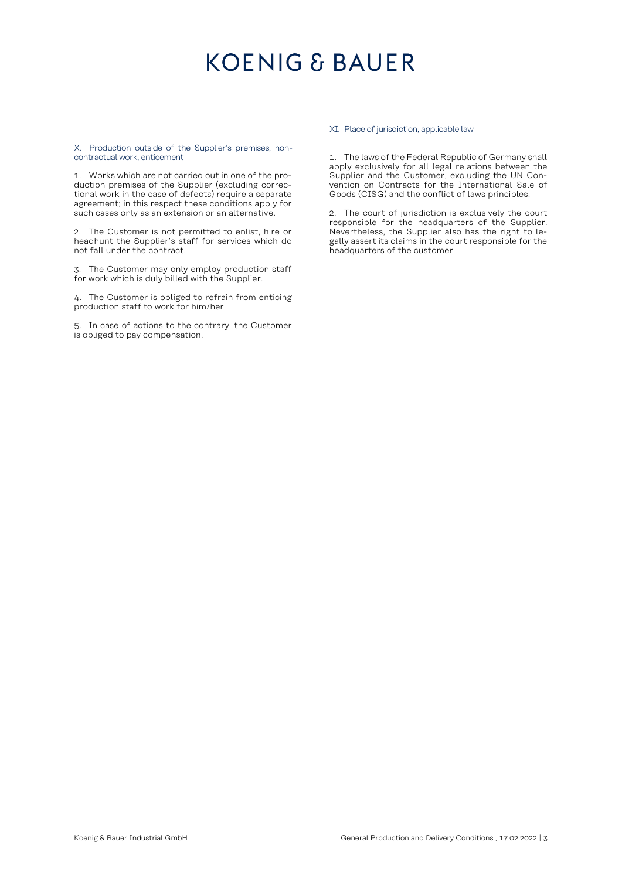# KOENIG & BAUER

## X. Production outside of the Supplier's premises, non-contractual work, enticement

1. Works which are not carried out in one of the production premises of the Supplier (excluding correctional work in the case of defects) require a separate agreement; in this respect these conditions apply for such cases only as an extension or an alternative.

2. The Customer is not permitted to enlist, hire or headhunt the Supplier's staff for services which do not fall under the contract.

3. The Customer may only employ production staff for work which is duly billed with the Supplier.

4. The Customer is obliged to refrain from enticing production staff to work for him/her.

5. In case of actions to the contrary, the Customer is obliged to pay compensation.

## XI. Place of jurisdiction, applicable law

1. The laws of the Federal Republic of Germany shall apply exclusively for all legal relations between the Supplier and the Customer, excluding the UN Convention on Contracts for the International Sale of Goods (CISG) and the conflict of laws principles.

2. The court of jurisdiction is exclusively the court responsible for the headquarters of the Supplier. Nevertheless, the Supplier also has the right to legally assert its claims in the court responsible for the headquarters of the customer.